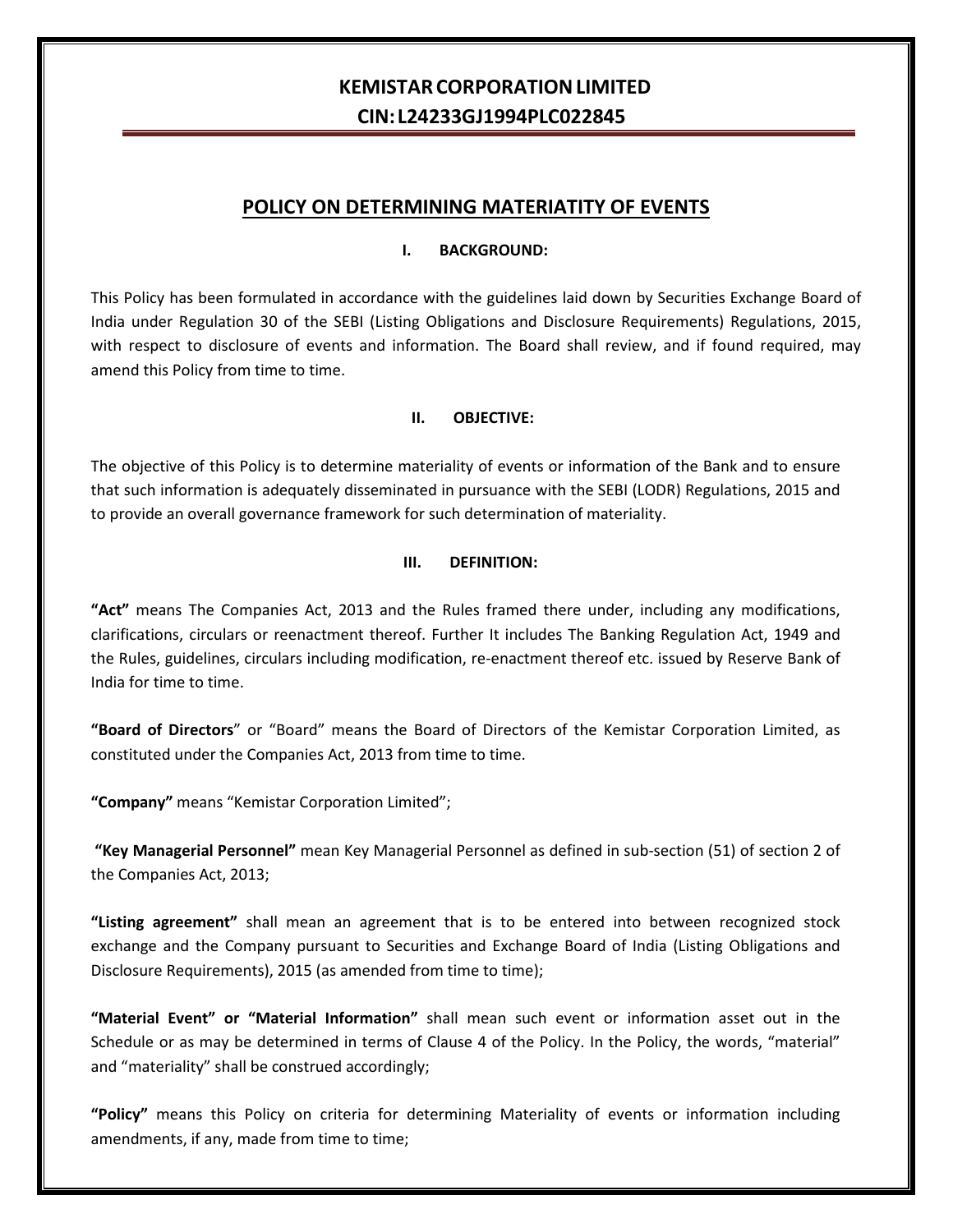# KEMISTAR CORPORATION LIMITED
## CIN: L24233GJ1994PLC022845

## POLICY ON DETERMINING MATERIATITY OF EVENTS

### I. BACKGROUND:

This Policy has been formulated in accordance with the guidelines laid down by Securities Exchange Board of India under Regulation 30 of the SEBI (Listing Obligations and Disclosure Requirements) Regulations, 2015, with respect to disclosure of events and information. The Board shall review, and if found required, may amend this Policy from time to time.

### II. OBJECTIVE:

The objective of this Policy is to determine materiality of events or information of the Bank and to ensure that such information is adequately disseminated in pursuance with the SEBI (LODR) Regulations, 2015 and to provide an overall governance framework for such determination of materiality.

### III. DEFINITION:

**"Act"** means The Companies Act, 2013 and the Rules framed there under, including any modifications, clarifications, circulars or reenactment thereof. Further It includes The Banking Regulation Act, 1949 and the Rules, guidelines, circulars including modification, re-enactment thereof etc. issued by Reserve Bank of India for time to time.

**"Board of Directors"** or "Board" means the Board of Directors of the Kemistar Corporation Limited, as constituted under the Companies Act, 2013 from time to time.

**"Company"** means "Kemistar Corporation Limited";

**"Key Managerial Personnel"** mean Key Managerial Personnel as defined in sub-section (51) of section 2 of the Companies Act, 2013;

**"Listing agreement"** shall mean an agreement that is to be entered into between recognized stock exchange and the Company pursuant to Securities and Exchange Board of India (Listing Obligations and Disclosure Requirements), 2015 (as amended from time to time);

**"Material Event" or "Material Information"** shall mean such event or information asset out in the Schedule or as may be determined in terms of Clause 4 of the Policy. In the Policy, the words, "material" and "materiality" shall be construed accordingly;

**"Policy"** means this Policy on criteria for determining Materiality of events or information including amendments, if any, made from time to time;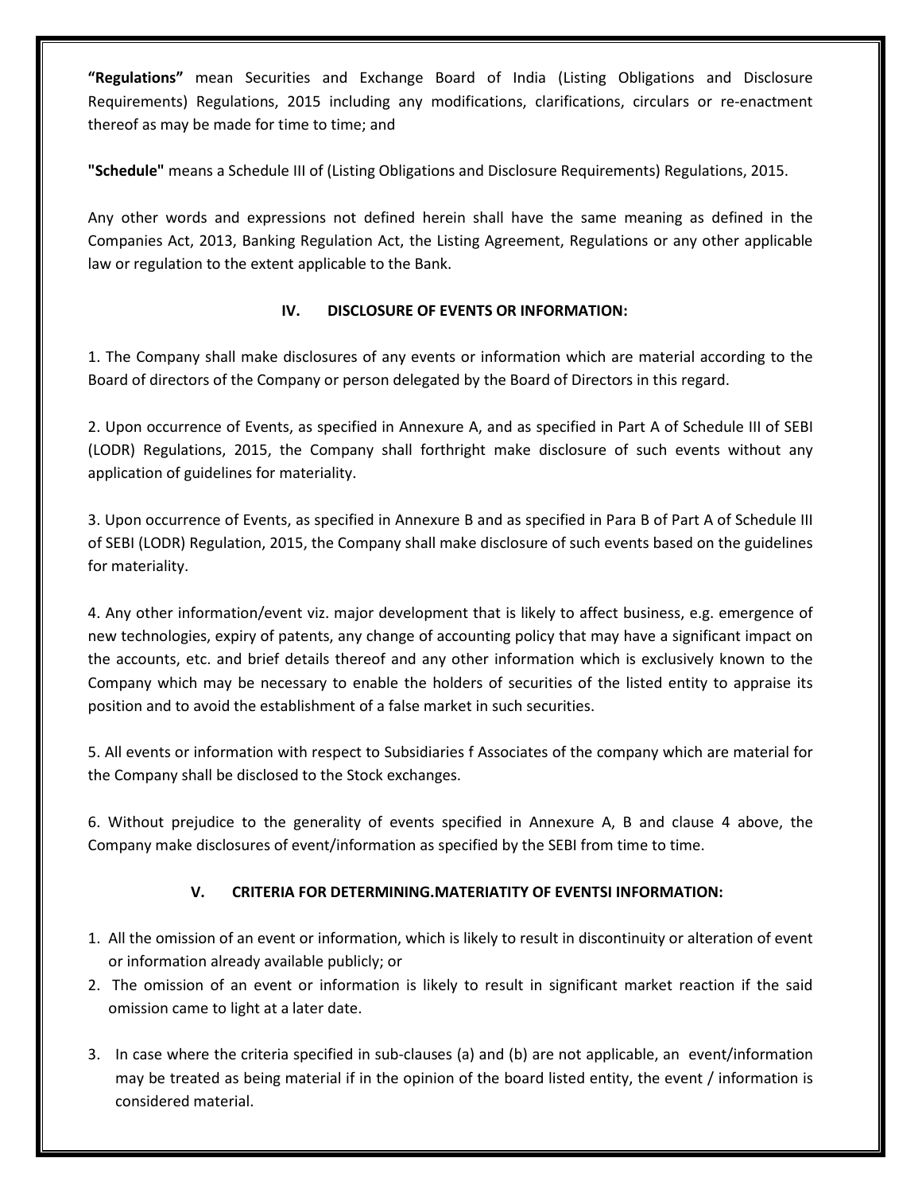**“Regulations”** mean Securities and Exchange Board of India (Listing Obligations and Disclosure Requirements) Regulations, 2015 including any modifications, clarifications, circulars or re-enactment thereof as may be made for time to time; and

**"Schedule"** means a Schedule III of (Listing Obligations and Disclosure Requirements) Regulations, 2015.

Any other words and expressions not defined herein shall have the same meaning as defined in the Companies Act, 2013, Banking Regulation Act, the Listing Agreement, Regulations or any other applicable law or regulation to the extent applicable to the Bank.

## IV. DISCLOSURE OF EVENTS OR INFORMATION:

1. The Company shall make disclosures of any events or information which are material according to the Board of directors of the Company or person delegated by the Board of Directors in this regard.

2. Upon occurrence of Events, as specified in Annexure A, and as specified in Part A of Schedule III of SEBI (LODR) Regulations, 2015, the Company shall forthright make disclosure of such events without any application of guidelines for materiality.

3. Upon occurrence of Events, as specified in Annexure B and as specified in Para B of Part A of Schedule III of SEBI (LODR) Regulation, 2015, the Company shall make disclosure of such events based on the guidelines for materiality.

4. Any other information/event viz. major development that is likely to affect business, e.g. emergence of new technologies, expiry of patents, any change of accounting policy that may have a significant impact on the accounts, etc. and brief details thereof and any other information which is exclusively known to the Company which may be necessary to enable the holders of securities of the listed entity to appraise its position and to avoid the establishment of a false market in such securities.

5. All events or information with respect to Subsidiaries f Associates of the company which are material for the Company shall be disclosed to the Stock exchanges.

6. Without prejudice to the generality of events specified in Annexure A, B and clause 4 above, the Company make disclosures of event/information as specified by the SEBI from time to time.

## V. CRITERIA FOR DETERMINING.MATERIATITY OF EVENTSI INFORMATION:

1. All the omission of an event or information, which is likely to result in discontinuity or alteration of event or information already available publicly; or
2. The omission of an event or information is likely to result in significant market reaction if the said omission came to light at a later date.

3. In case where the criteria specified in sub-clauses (a) and (b) are not applicable, an event/information may be treated as being material if in the opinion of the board listed entity, the event / information is considered material.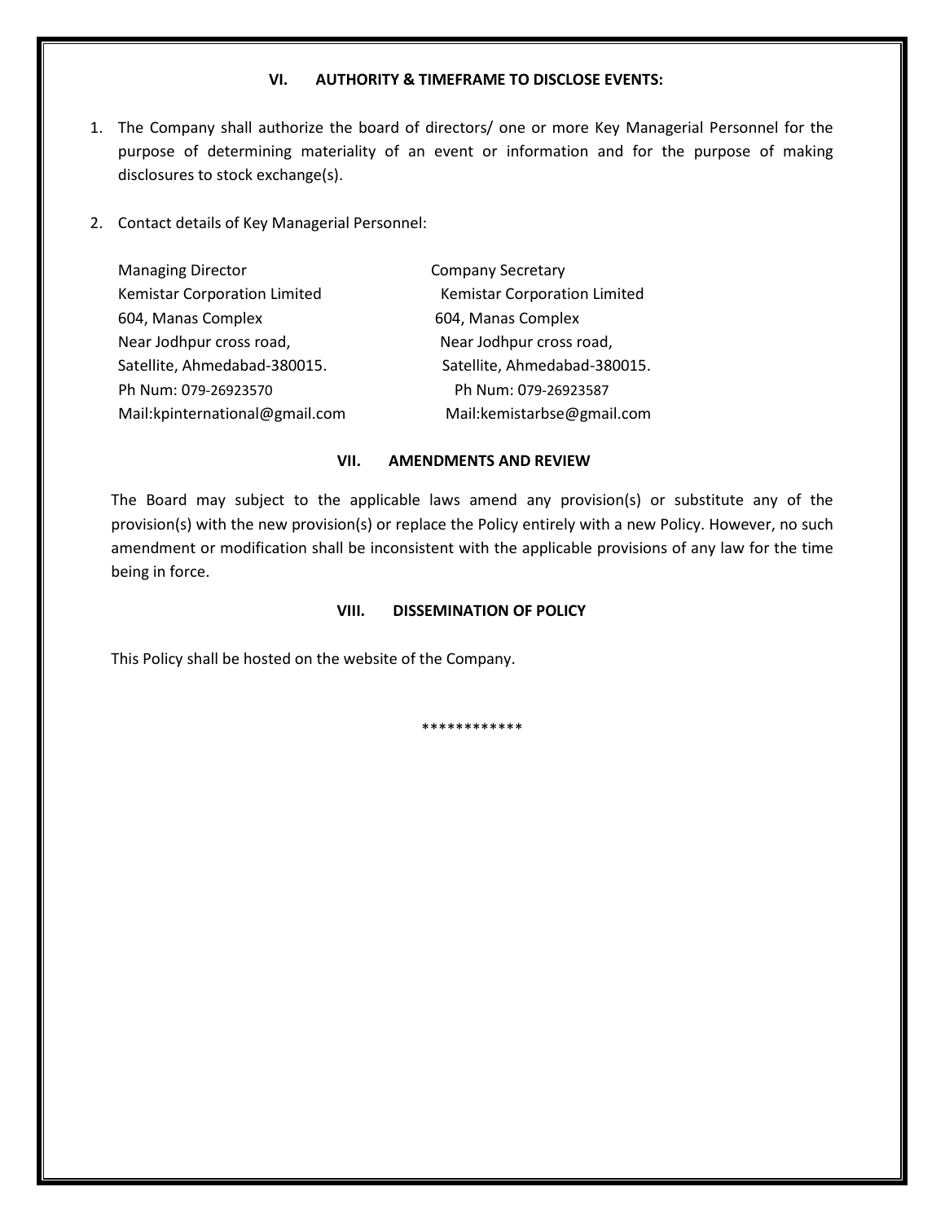## VI. AUTHORITY & TIMEFRAME TO DISCLOSE EVENTS:

1. The Company shall authorize the board of directors/ one or more Key Managerial Personnel for the purpose of determining materiality of an event or information and for the purpose of making disclosures to stock exchange(s).

2. Contact details of Key Managerial Personnel:

| Managing Director | Company Secretary |
|---|---|
| Kemistar Corporation Limited | Kemistar Corporation Limited |
| 604, Manas Complex | 604, Manas Complex |
| Near Jodhpur cross road, | Near Jodhpur cross road, |
| Satellite, Ahmedabad-380015. | Satellite, Ahmedabad-380015. |
| Ph Num: 079-26923570 | Ph Num: 079-26923587 |
| Mail:kpinternational@gmail.com | Mail:kemistarbse@gmail.com |

## VII. AMENDMENTS AND REVIEW

The Board may subject to the applicable laws amend any provision(s) or substitute any of the provision(s) with the new provision(s) or replace the Policy entirely with a new Policy. However, no such amendment or modification shall be inconsistent with the applicable provisions of any law for the time being in force.

## VIII. DISSEMINATION OF POLICY

This Policy shall be hosted on the website of the Company.

************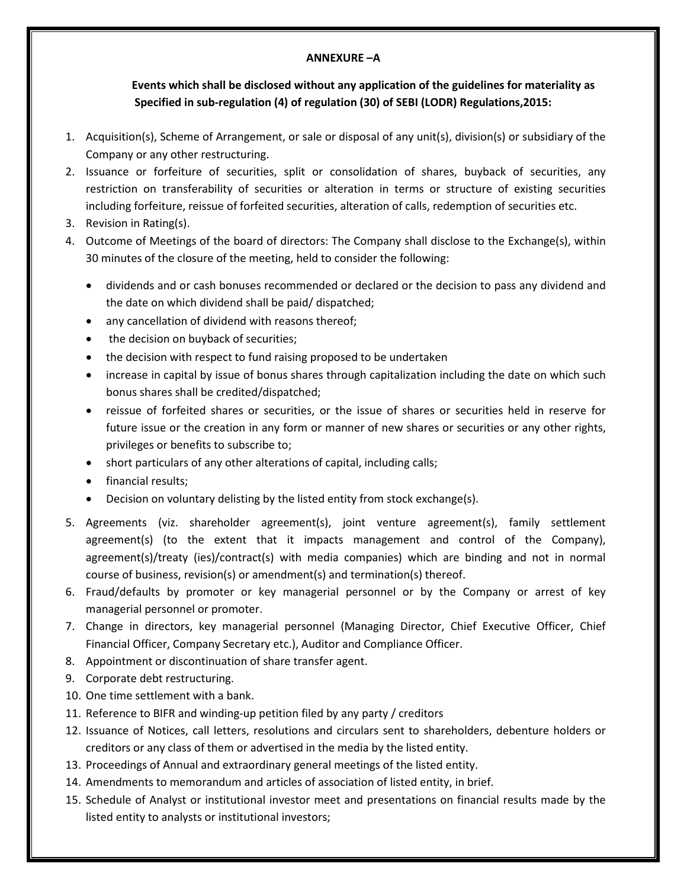## ANNEXURE –A

**Events which shall be disclosed without any application of the guidelines for materiality as Specified in sub-regulation (4) of regulation (30) of SEBI (LODR) Regulations,2015:**

1. Acquisition(s), Scheme of Arrangement, or sale or disposal of any unit(s), division(s) or subsidiary of the Company or any other restructuring.
2. Issuance or forfeiture of securities, split or consolidation of shares, buyback of securities, any restriction on transferability of securities or alteration in terms or structure of existing securities including forfeiture, reissue of forfeited securities, alteration of calls, redemption of securities etc.
3. Revision in Rating(s).
4. Outcome of Meetings of the board of directors: The Company shall disclose to the Exchange(s), within 30 minutes of the closure of the meeting, held to consider the following:
   - dividends and or cash bonuses recommended or declared or the decision to pass any dividend and the date on which dividend shall be paid/ dispatched;
   - any cancellation of dividend with reasons thereof;
   - the decision on buyback of securities;
   - the decision with respect to fund raising proposed to be undertaken
   - increase in capital by issue of bonus shares through capitalization including the date on which such bonus shares shall be credited/dispatched;
   - reissue of forfeited shares or securities, or the issue of shares or securities held in reserve for future issue or the creation in any form or manner of new shares or securities or any other rights, privileges or benefits to subscribe to;
   - short particulars of any other alterations of capital, including calls;
   - financial results;
   - Decision on voluntary delisting by the listed entity from stock exchange(s).
5. Agreements (viz. shareholder agreement(s), joint venture agreement(s), family settlement agreement(s) (to the extent that it impacts management and control of the Company), agreement(s)/treaty (ies)/contract(s) with media companies) which are binding and not in normal course of business, revision(s) or amendment(s) and termination(s) thereof.
6. Fraud/defaults by promoter or key managerial personnel or by the Company or arrest of key managerial personnel or promoter.
7. Change in directors, key managerial personnel (Managing Director, Chief Executive Officer, Chief Financial Officer, Company Secretary etc.), Auditor and Compliance Officer.
8. Appointment or discontinuation of share transfer agent.
9. Corporate debt restructuring.
10. One time settlement with a bank.
11. Reference to BIFR and winding-up petition filed by any party / creditors
12. Issuance of Notices, call letters, resolutions and circulars sent to shareholders, debenture holders or creditors or any class of them or advertised in the media by the listed entity.
13. Proceedings of Annual and extraordinary general meetings of the listed entity.
14. Amendments to memorandum and articles of association of listed entity, in brief.
15. Schedule of Analyst or institutional investor meet and presentations on financial results made by the listed entity to analysts or institutional investors;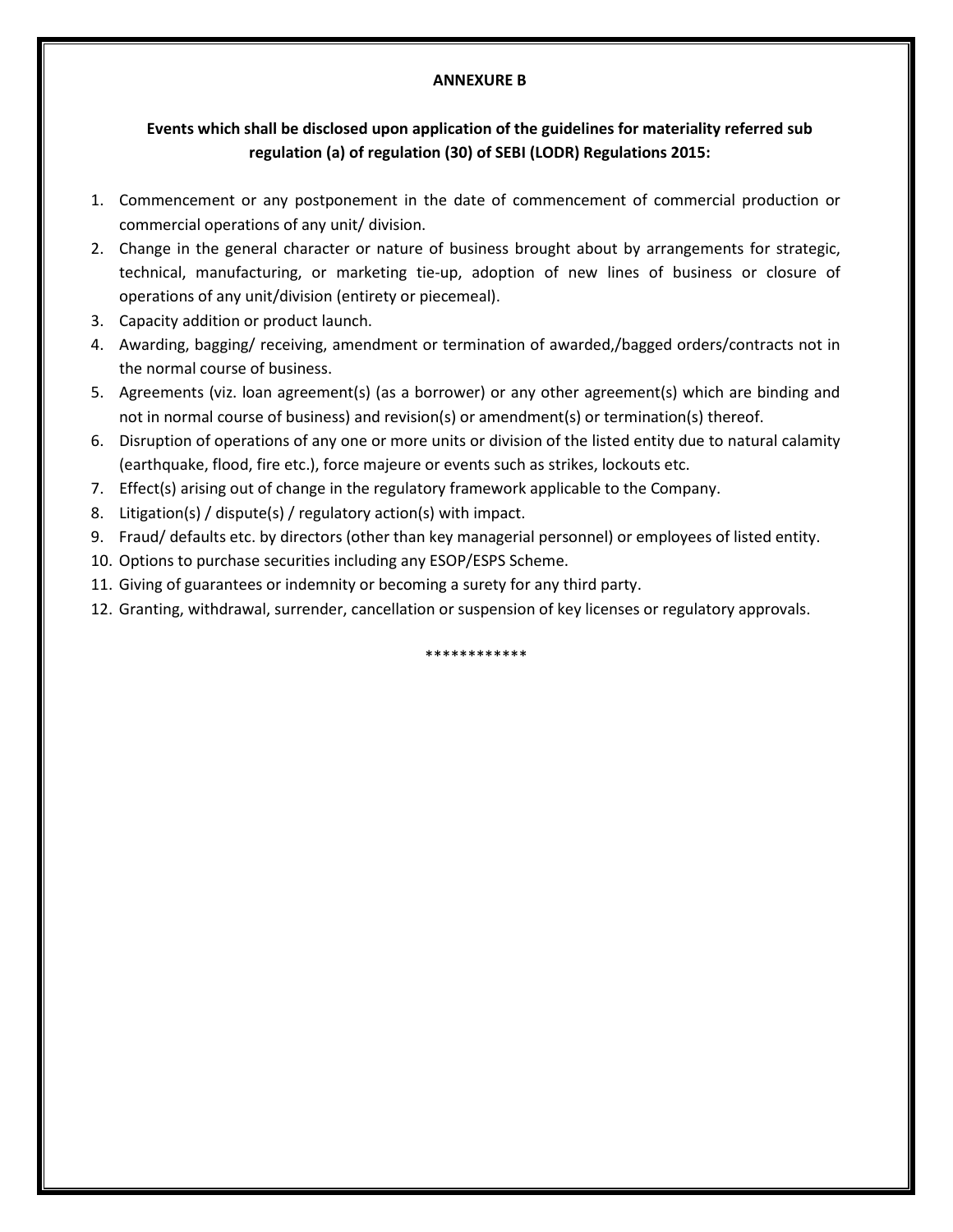**ANNEXURE B**

**Events which shall be disclosed upon application of the guidelines for materiality referred sub regulation (a) of regulation (30) of SEBI (LODR) Regulations 2015:**

1. Commencement or any postponement in the date of commencement of commercial production or commercial operations of any unit/ division.
2. Change in the general character or nature of business brought about by arrangements for strategic, technical, manufacturing, or marketing tie-up, adoption of new lines of business or closure of operations of any unit/division (entirety or piecemeal).
3. Capacity addition or product launch.
4. Awarding, bagging/ receiving, amendment or termination of awarded,/bagged orders/contracts not in the normal course of business.
5. Agreements (viz. loan agreement(s) (as a borrower) or any other agreement(s) which are binding and not in normal course of business) and revision(s) or amendment(s) or termination(s) thereof.
6. Disruption of operations of any one or more units or division of the listed entity due to natural calamity (earthquake, flood, fire etc.), force majeure or events such as strikes, lockouts etc.
7. Effect(s) arising out of change in the regulatory framework applicable to the Company.
8. Litigation(s) / dispute(s) / regulatory action(s) with impact.
9. Fraud/ defaults etc. by directors (other than key managerial personnel) or employees of listed entity.
10. Options to purchase securities including any ESOP/ESPS Scheme.
11. Giving of guarantees or indemnity or becoming a surety for any third party.
12. Granting, withdrawal, surrender, cancellation or suspension of key licenses or regulatory approvals.

************